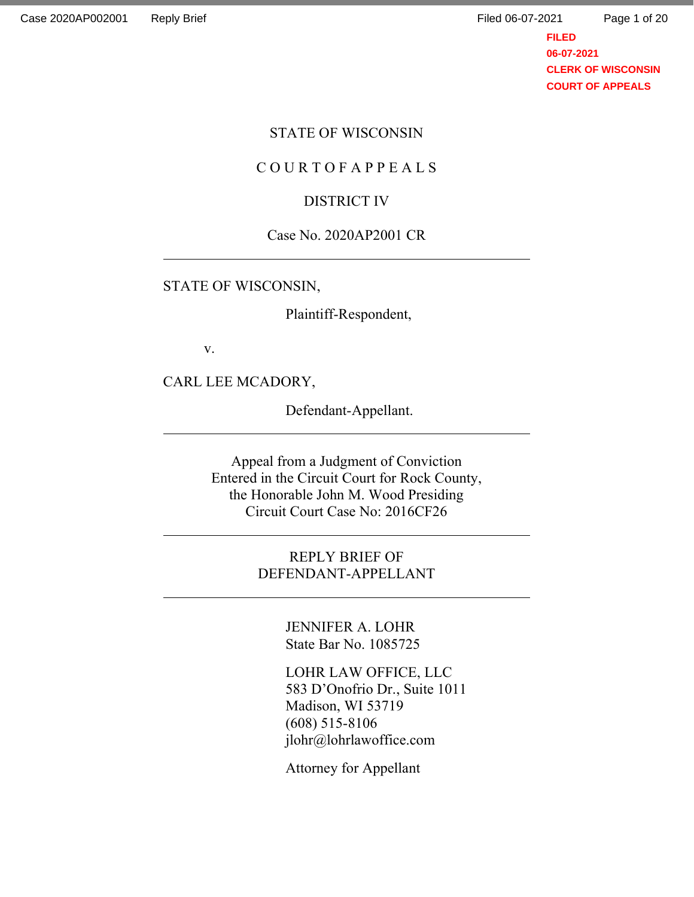FILED
06-07-2021
CLERK OF WISCONSIN
COURT OF APPEALS

STATE OF WISCONSIN

C O U R T O F A P P E A L S

DISTRICT IV

Case No. 2020AP2001 CR

---

STATE OF WISCONSIN,

Plaintiff-Respondent,

v.

CARL LEE MCADORY,

Defendant-Appellant.

---

Appeal from a Judgment of Conviction
Entered in the Circuit Court for Rock County,
the Honorable John M. Wood Presiding
Circuit Court Case No: 2016CF26

---

REPLY BRIEF OF
DEFENDANT-APPELLANT

---

JENNIFER A. LOHR
State Bar No. 1085725

LOHR LAW OFFICE, LLC
583 D'Onofrio Dr., Suite 1011
Madison, WI 53719
(608) 515-8106
jlohr@lohrlawoffice.com

Attorney for Appellant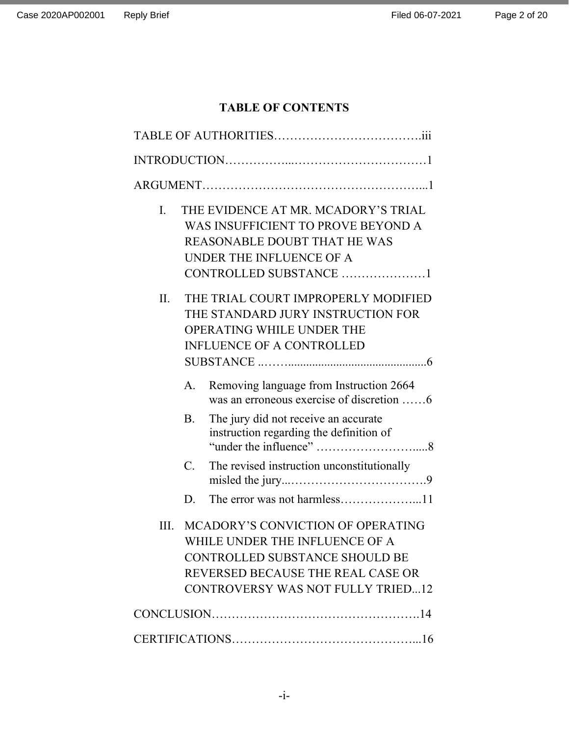## TABLE OF CONTENTS

TABLE OF AUTHORITIES……………………………….iii

INTRODUCTION……………...……………………………1

ARGUMENT………………………………………………...1

I. THE EVIDENCE AT MR. MCADORY'S TRIAL WAS INSUFFICIENT TO PROVE BEYOND A REASONABLE DOUBT THAT HE WAS UNDER THE INFLUENCE OF A CONTROLLED SUBSTANCE …………………1

II. THE TRIAL COURT IMPROPERLY MODIFIED THE STANDARD JURY INSTRUCTION FOR OPERATING WHILE UNDER THE INFLUENCE OF A CONTROLLED SUBSTANCE ..……...............................................6

A. Removing language from Instruction 2664 was an erroneous exercise of discretion ……6

B. The jury did not receive an accurate instruction regarding the definition of "under the influence" …………………….....8

C. The revised instruction unconstitutionally misled the jury...…………………………….9

D. The error was not harmless………………...11

III. MCADORY'S CONVICTION OF OPERATING WHILE UNDER THE INFLUENCE OF A CONTROLLED SUBSTANCE SHOULD BE REVERSED BECAUSE THE REAL CASE OR CONTROVERSY WAS NOT FULLY TRIED...12

CONCLUSION…………………………………………….14

CERTIFICATIONS………………………………………...16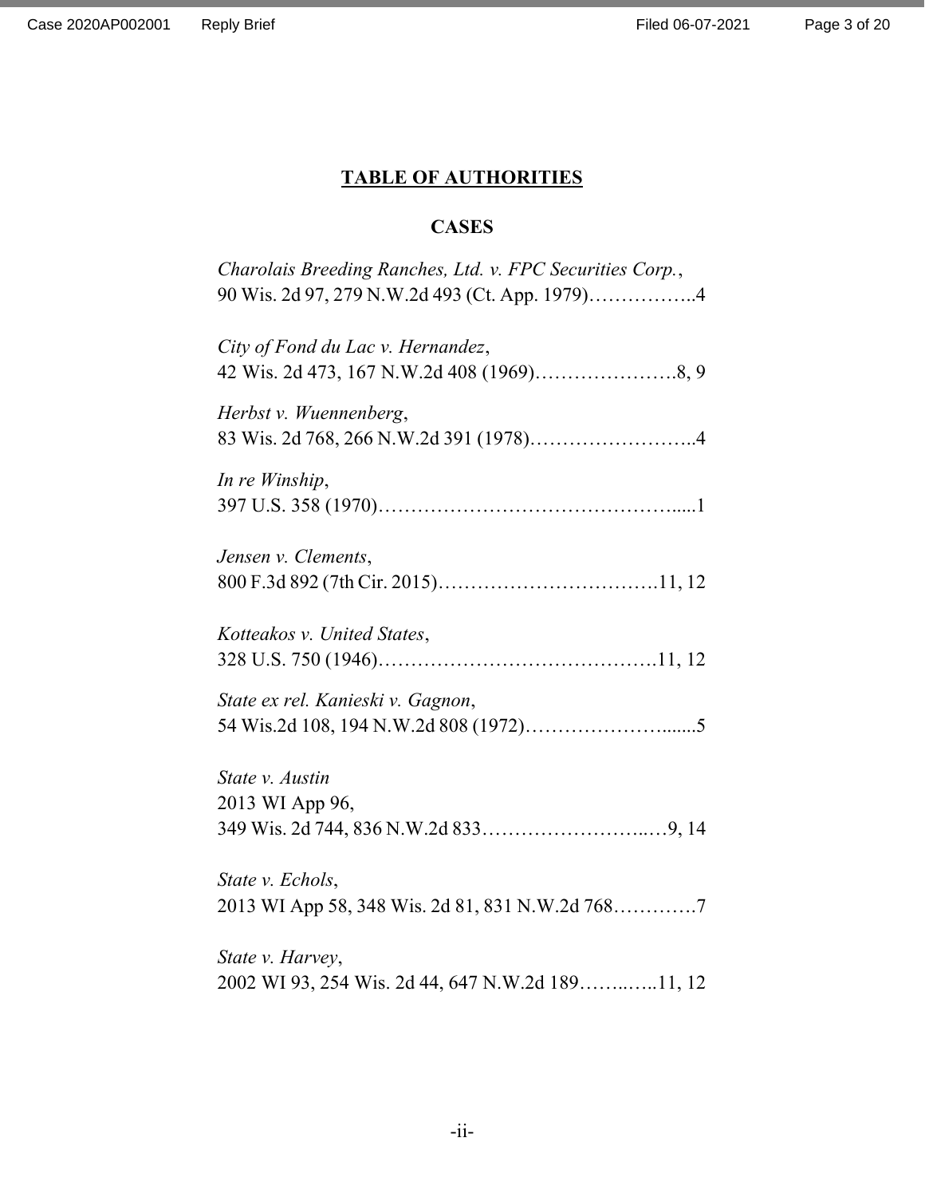## TABLE OF AUTHORITIES

### CASES

*Charolais Breeding Ranches, Ltd. v. FPC Securities Corp.*, 90 Wis. 2d 97, 279 N.W.2d 493 (Ct. App. 1979)……………..4

*City of Fond du Lac v. Hernandez*, 42 Wis. 2d 473, 167 N.W.2d 408 (1969)………………….8, 9

*Herbst v. Wuennenberg*, 83 Wis. 2d 768, 266 N.W.2d 391 (1978)……………………..4

*In re Winship*, 397 U.S. 358 (1970)……………………………………….....1

*Jensen v. Clements*, 800 F.3d 892 (7th Cir. 2015)…………………………….11, 12

*Kotteakos v. United States*, 328 U.S. 750 (1946)…………………………………….11, 12

*State ex rel. Kanieski v. Gagnon*, 54 Wis.2d 108, 194 N.W.2d 808 (1972)…………………......5

*State v. Austin* 2013 WI App 96, 349 Wis. 2d 744, 836 N.W.2d 833……………………..…9, 14

*State v. Echols*, 2013 WI App 58, 348 Wis. 2d 81, 831 N.W.2d 768………….7

*State v. Harvey*, 2002 WI 93, 254 Wis. 2d 44, 647 N.W.2d 189……..…..11, 12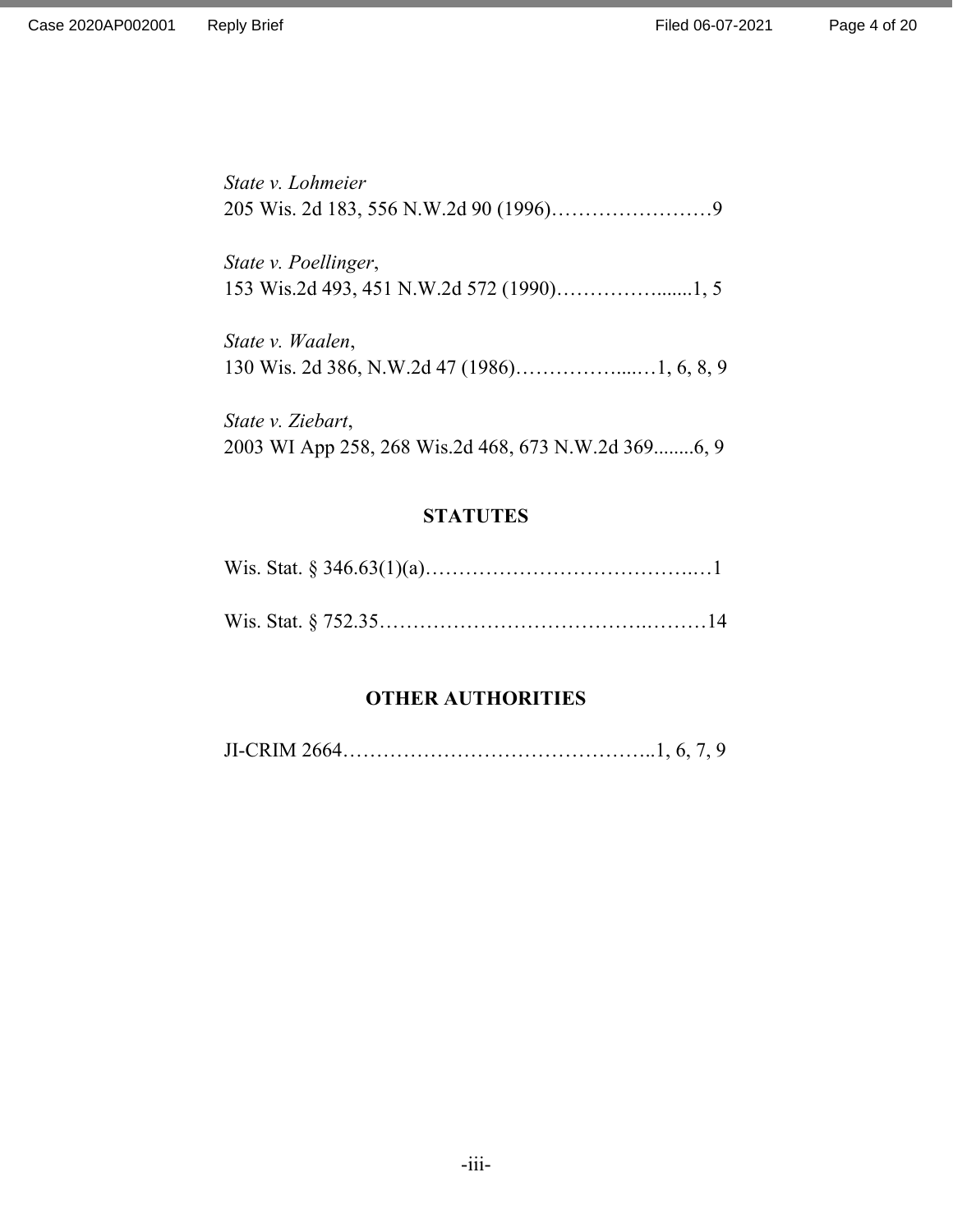*State v. Lohmeier*
205 Wis. 2d 183, 556 N.W.2d 90 (1996)……………………9

*State v. Poellinger*,
153 Wis.2d 493, 451 N.W.2d 572 (1990)…………….......1, 5

*State v. Waalen*,
130 Wis. 2d 386, N.W.2d 47 (1986)……………....…1, 6, 8, 9

*State v. Ziebart*,
2003 WI App 258, 268 Wis.2d 468, 673 N.W.2d 369........6, 9

## STATUTES

Wis. Stat. § 346.63(1)(a)…………………………………..…1

Wis. Stat. § 752.35………………………………….………14

## OTHER AUTHORITIES

JI-CRIM 2664………………………………………..1, 6, 7, 9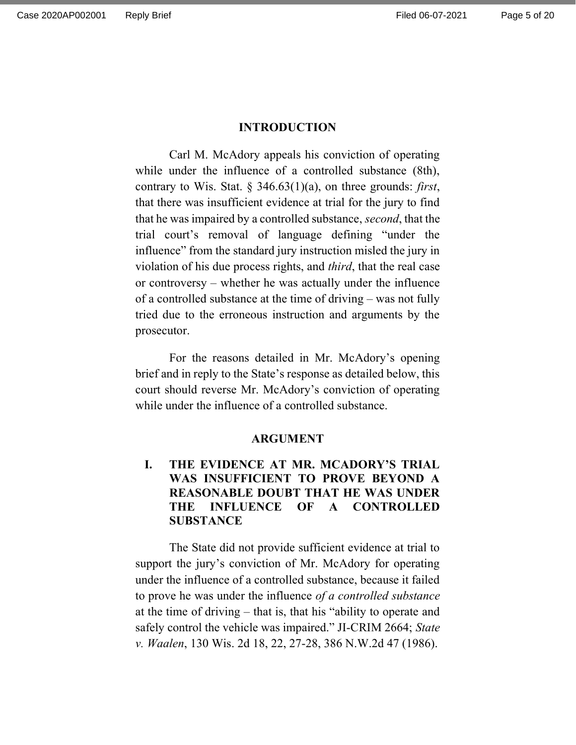## INTRODUCTION

Carl M. McAdory appeals his conviction of operating while under the influence of a controlled substance (8th), contrary to Wis. Stat. § 346.63(1)(a), on three grounds: *first*, that there was insufficient evidence at trial for the jury to find that he was impaired by a controlled substance, *second*, that the trial court's removal of language defining "under the influence" from the standard jury instruction misled the jury in violation of his due process rights, and *third*, that the real case or controversy – whether he was actually under the influence of a controlled substance at the time of driving – was not fully tried due to the erroneous instruction and arguments by the prosecutor.

For the reasons detailed in Mr. McAdory's opening brief and in reply to the State's response as detailed below, this court should reverse Mr. McAdory's conviction of operating while under the influence of a controlled substance.

## ARGUMENT

### I. THE EVIDENCE AT MR. MCADORY'S TRIAL WAS INSUFFICIENT TO PROVE BEYOND A REASONABLE DOUBT THAT HE WAS UNDER THE INFLUENCE OF A CONTROLLED SUBSTANCE

The State did not provide sufficient evidence at trial to support the jury's conviction of Mr. McAdory for operating under the influence of a controlled substance, because it failed to prove he was under the influence *of a controlled substance* at the time of driving – that is, that his "ability to operate and safely control the vehicle was impaired." JI-CRIM 2664; *State v. Waalen*, 130 Wis. 2d 18, 22, 27-28, 386 N.W.2d 47 (1986).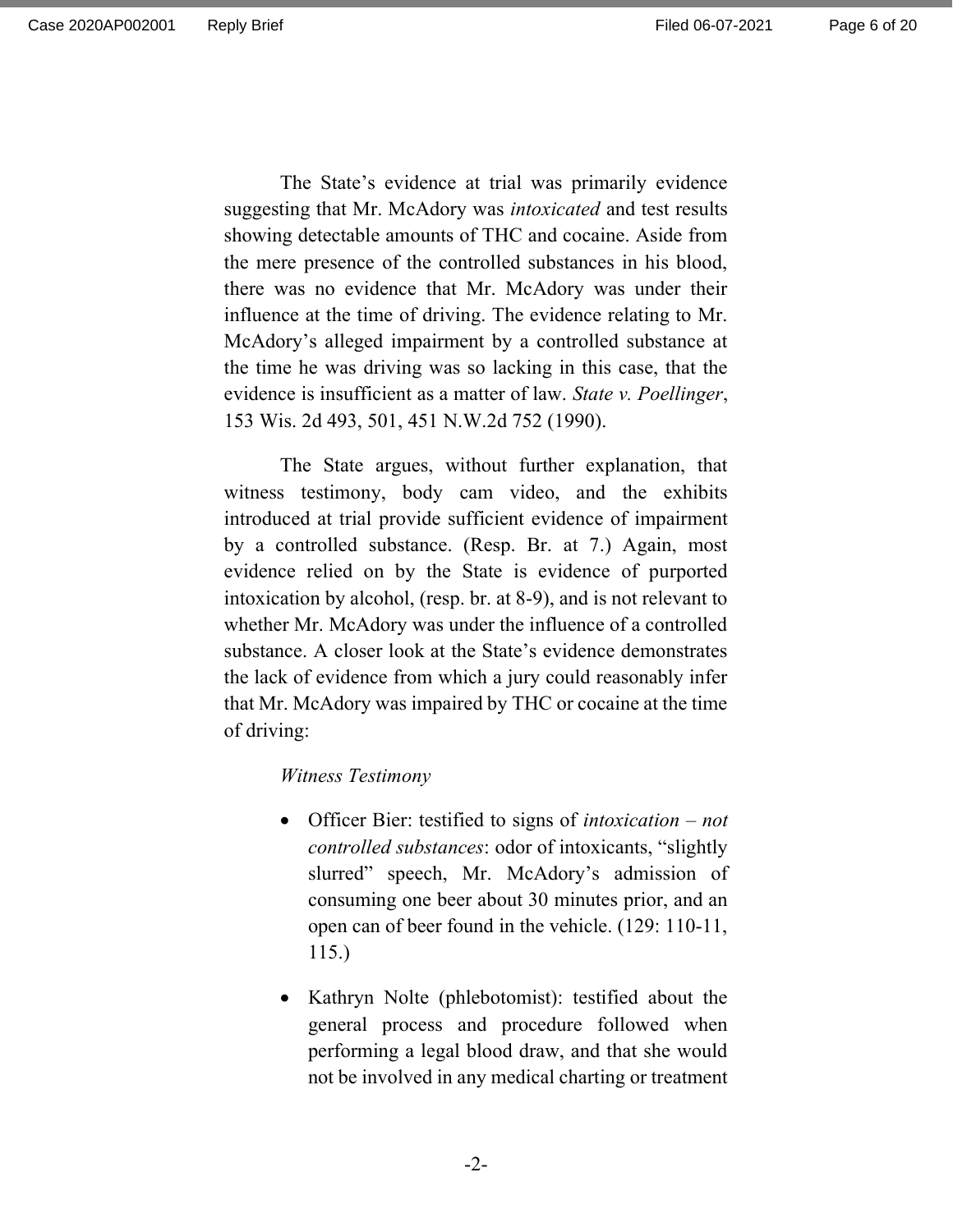The State's evidence at trial was primarily evidence suggesting that Mr. McAdory was *intoxicated* and test results showing detectable amounts of THC and cocaine. Aside from the mere presence of the controlled substances in his blood, there was no evidence that Mr. McAdory was under their influence at the time of driving. The evidence relating to Mr. McAdory's alleged impairment by a controlled substance at the time he was driving was so lacking in this case, that the evidence is insufficient as a matter of law. *State v. Poellinger*, 153 Wis. 2d 493, 501, 451 N.W.2d 752 (1990).

The State argues, without further explanation, that witness testimony, body cam video, and the exhibits introduced at trial provide sufficient evidence of impairment by a controlled substance. (Resp. Br. at 7.) Again, most evidence relied on by the State is evidence of purported intoxication by alcohol, (resp. br. at 8-9), and is not relevant to whether Mr. McAdory was under the influence of a controlled substance. A closer look at the State's evidence demonstrates the lack of evidence from which a jury could reasonably infer that Mr. McAdory was impaired by THC or cocaine at the time of driving:

*Witness Testimony*

- Officer Bier: testified to signs of *intoxication – not controlled substances*: odor of intoxicants, "slightly slurred" speech, Mr. McAdory's admission of consuming one beer about 30 minutes prior, and an open can of beer found in the vehicle. (129: 110-11, 115.)
- Kathryn Nolte (phlebotomist): testified about the general process and procedure followed when performing a legal blood draw, and that she would not be involved in any medical charting or treatment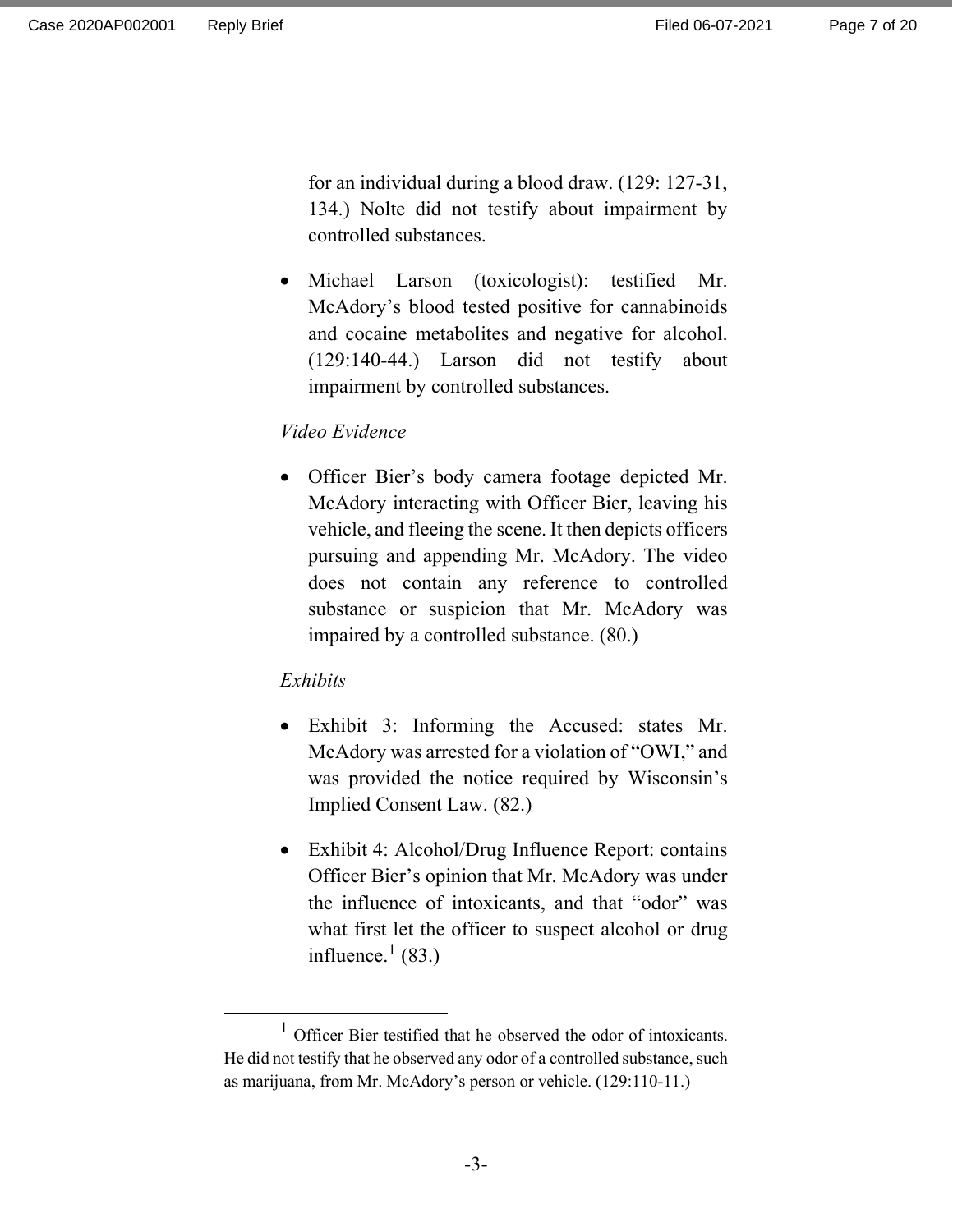for an individual during a blood draw. (129: 127-31, 134.) Nolte did not testify about impairment by controlled substances.

- Michael Larson (toxicologist): testified Mr. McAdory's blood tested positive for cannabinoids and cocaine metabolites and negative for alcohol. (129:140-44.) Larson did not testify about impairment by controlled substances.

*Video Evidence*

- Officer Bier's body camera footage depicted Mr. McAdory interacting with Officer Bier, leaving his vehicle, and fleeing the scene. It then depicts officers pursuing and appending Mr. McAdory. The video does not contain any reference to controlled substance or suspicion that Mr. McAdory was impaired by a controlled substance. (80.)

*Exhibits*

- Exhibit 3: Informing the Accused: states Mr. McAdory was arrested for a violation of "OWI," and was provided the notice required by Wisconsin's Implied Consent Law. (82.)

- Exhibit 4: Alcohol/Drug Influence Report: contains Officer Bier's opinion that Mr. McAdory was under the influence of intoxicants, and that "odor" was what first let the officer to suspect alcohol or drug influence.[1] (83.)

---

[1] Officer Bier testified that he observed the odor of intoxicants. He did not testify that he observed any odor of a controlled substance, such as marijuana, from Mr. McAdory's person or vehicle. (129:110-11.)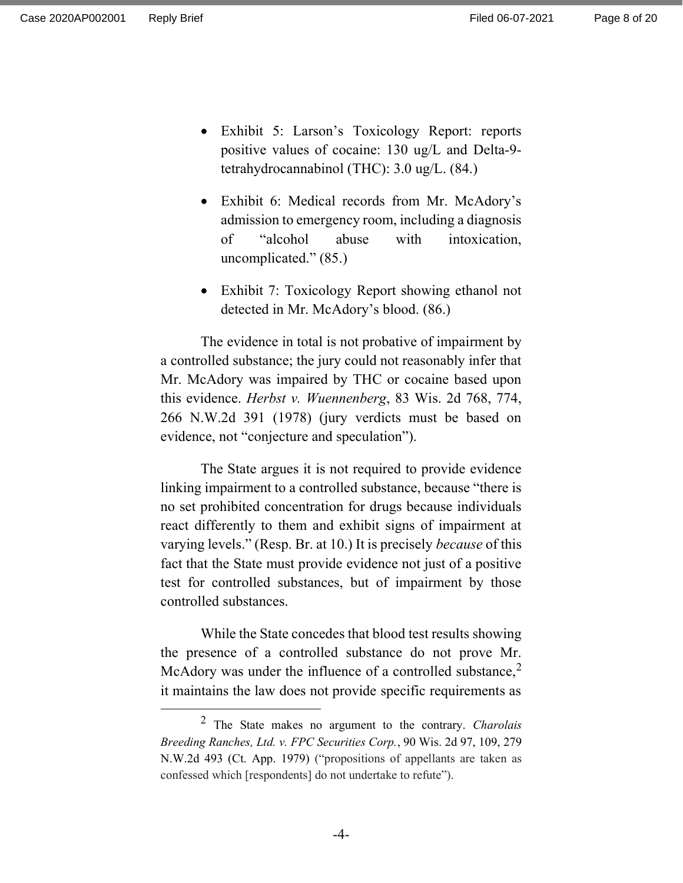- Exhibit 5: Larson's Toxicology Report: reports positive values of cocaine: 130 ug/L and Delta-9-tetrahydrocannabinol (THC): 3.0 ug/L. (84.)
- Exhibit 6: Medical records from Mr. McAdory's admission to emergency room, including a diagnosis of "alcohol abuse with intoxication, uncomplicated." (85.)
- Exhibit 7: Toxicology Report showing ethanol not detected in Mr. McAdory's blood. (86.)

The evidence in total is not probative of impairment by a controlled substance; the jury could not reasonably infer that Mr. McAdory was impaired by THC or cocaine based upon this evidence. *Herbst v. Wuennenberg*, 83 Wis. 2d 768, 774, 266 N.W.2d 391 (1978) (jury verdicts must be based on evidence, not "conjecture and speculation").

The State argues it is not required to provide evidence linking impairment to a controlled substance, because "there is no set prohibited concentration for drugs because individuals react differently to them and exhibit signs of impairment at varying levels." (Resp. Br. at 10.) It is precisely *because* of this fact that the State must provide evidence not just of a positive test for controlled substances, but of impairment by those controlled substances.

While the State concedes that blood test results showing the presence of a controlled substance do not prove Mr. McAdory was under the influence of a controlled substance,[2] it maintains the law does not provide specific requirements as

---

[2] The State makes no argument to the contrary. *Charolais Breeding Ranches, Ltd. v. FPC Securities Corp.*, 90 Wis. 2d 97, 109, 279 N.W.2d 493 (Ct. App. 1979) ("propositions of appellants are taken as confessed which [respondents] do not undertake to refute").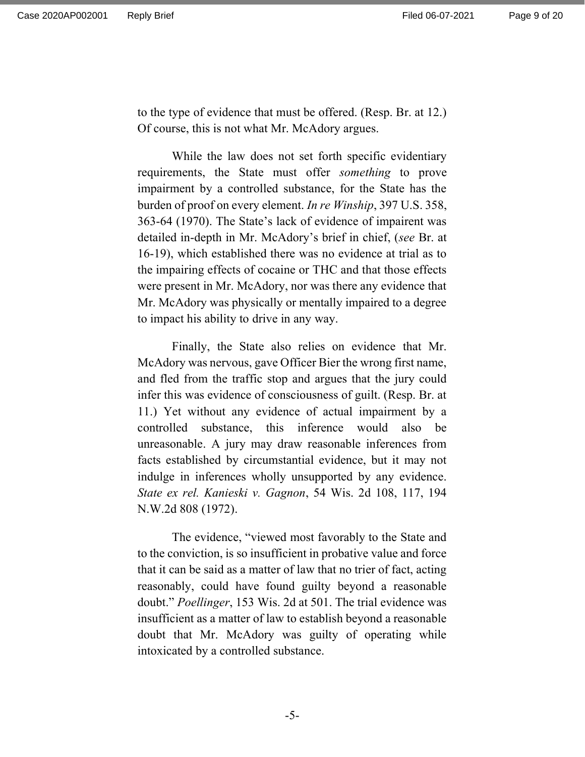to the type of evidence that must be offered. (Resp. Br. at 12.) Of course, this is not what Mr. McAdory argues.

While the law does not set forth specific evidentiary requirements, the State must offer *something* to prove impairment by a controlled substance, for the State has the burden of proof on every element. *In re Winship*, 397 U.S. 358, 363-64 (1970). The State's lack of evidence of impairent was detailed in-depth in Mr. McAdory's brief in chief, (*see* Br. at 16-19), which established there was no evidence at trial as to the impairing effects of cocaine or THC and that those effects were present in Mr. McAdory, nor was there any evidence that Mr. McAdory was physically or mentally impaired to a degree to impact his ability to drive in any way.

Finally, the State also relies on evidence that Mr. McAdory was nervous, gave Officer Bier the wrong first name, and fled from the traffic stop and argues that the jury could infer this was evidence of consciousness of guilt. (Resp. Br. at 11.) Yet without any evidence of actual impairment by a controlled substance, this inference would also be unreasonable. A jury may draw reasonable inferences from facts established by circumstantial evidence, but it may not indulge in inferences wholly unsupported by any evidence. *State ex rel. Kanieski v. Gagnon*, 54 Wis. 2d 108, 117, 194 N.W.2d 808 (1972).

The evidence, "viewed most favorably to the State and to the conviction, is so insufficient in probative value and force that it can be said as a matter of law that no trier of fact, acting reasonably, could have found guilty beyond a reasonable doubt." *Poellinger*, 153 Wis. 2d at 501. The trial evidence was insufficient as a matter of law to establish beyond a reasonable doubt that Mr. McAdory was guilty of operating while intoxicated by a controlled substance.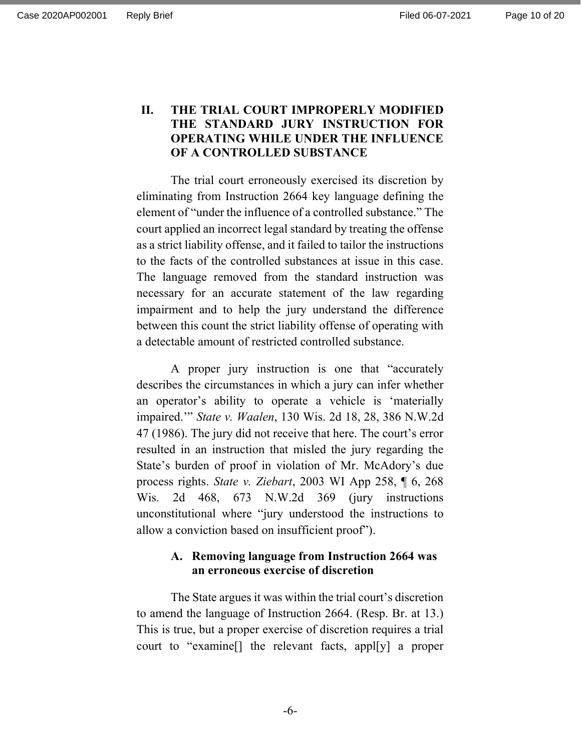## II. THE TRIAL COURT IMPROPERLY MODIFIED THE STANDARD JURY INSTRUCTION FOR OPERATING WHILE UNDER THE INFLUENCE OF A CONTROLLED SUBSTANCE

The trial court erroneously exercised its discretion by eliminating from Instruction 2664 key language defining the element of "under the influence of a controlled substance." The court applied an incorrect legal standard by treating the offense as a strict liability offense, and it failed to tailor the instructions to the facts of the controlled substances at issue in this case. The language removed from the standard instruction was necessary for an accurate statement of the law regarding impairment and to help the jury understand the difference between this count the strict liability offense of operating with a detectable amount of restricted controlled substance.

A proper jury instruction is one that "accurately describes the circumstances in which a jury can infer whether an operator's ability to operate a vehicle is 'materially impaired.'" *State v. Waalen*, 130 Wis. 2d 18, 28, 386 N.W.2d 47 (1986). The jury did not receive that here. The court's error resulted in an instruction that misled the jury regarding the State's burden of proof in violation of Mr. McAdory's due process rights. *State v. Ziebart*, 2003 WI App 258, ¶ 6, 268 Wis. 2d 468, 673 N.W.2d 369 (jury instructions unconstitutional where "jury understood the instructions to allow a conviction based on insufficient proof").

### A. Removing language from Instruction 2664 was an erroneous exercise of discretion

The State argues it was within the trial court's discretion to amend the language of Instruction 2664. (Resp. Br. at 13.) This is true, but a proper exercise of discretion requires a trial court to "examine[] the relevant facts, appl[y] a proper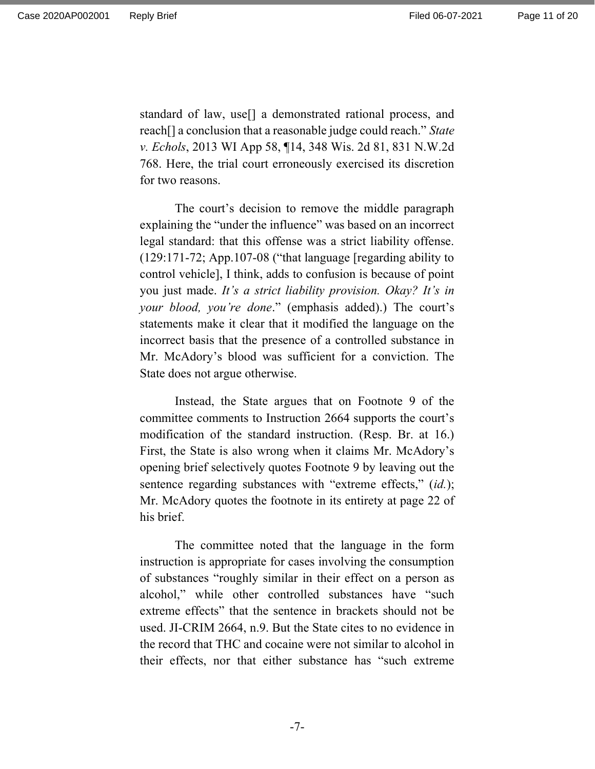standard of law, use[] a demonstrated rational process, and reach[] a conclusion that a reasonable judge could reach." *State v. Echols*, 2013 WI App 58, ¶14, 348 Wis. 2d 81, 831 N.W.2d 768. Here, the trial court erroneously exercised its discretion for two reasons.

The court's decision to remove the middle paragraph explaining the "under the influence" was based on an incorrect legal standard: that this offense was a strict liability offense. (129:171-72; App.107-08 ("that language [regarding ability to control vehicle], I think, adds to confusion is because of point you just made. *It's a strict liability provision. Okay? It's in your blood, you're done*." (emphasis added).) The court's statements make it clear that it modified the language on the incorrect basis that the presence of a controlled substance in Mr. McAdory's blood was sufficient for a conviction. The State does not argue otherwise.

Instead, the State argues that on Footnote 9 of the committee comments to Instruction 2664 supports the court's modification of the standard instruction. (Resp. Br. at 16.) First, the State is also wrong when it claims Mr. McAdory's opening brief selectively quotes Footnote 9 by leaving out the sentence regarding substances with "extreme effects," (*id.*); Mr. McAdory quotes the footnote in its entirety at page 22 of his brief.

The committee noted that the language in the form instruction is appropriate for cases involving the consumption of substances "roughly similar in their effect on a person as alcohol," while other controlled substances have "such extreme effects" that the sentence in brackets should not be used. JI-CRIM 2664, n.9. But the State cites to no evidence in the record that THC and cocaine were not similar to alcohol in their effects, nor that either substance has "such extreme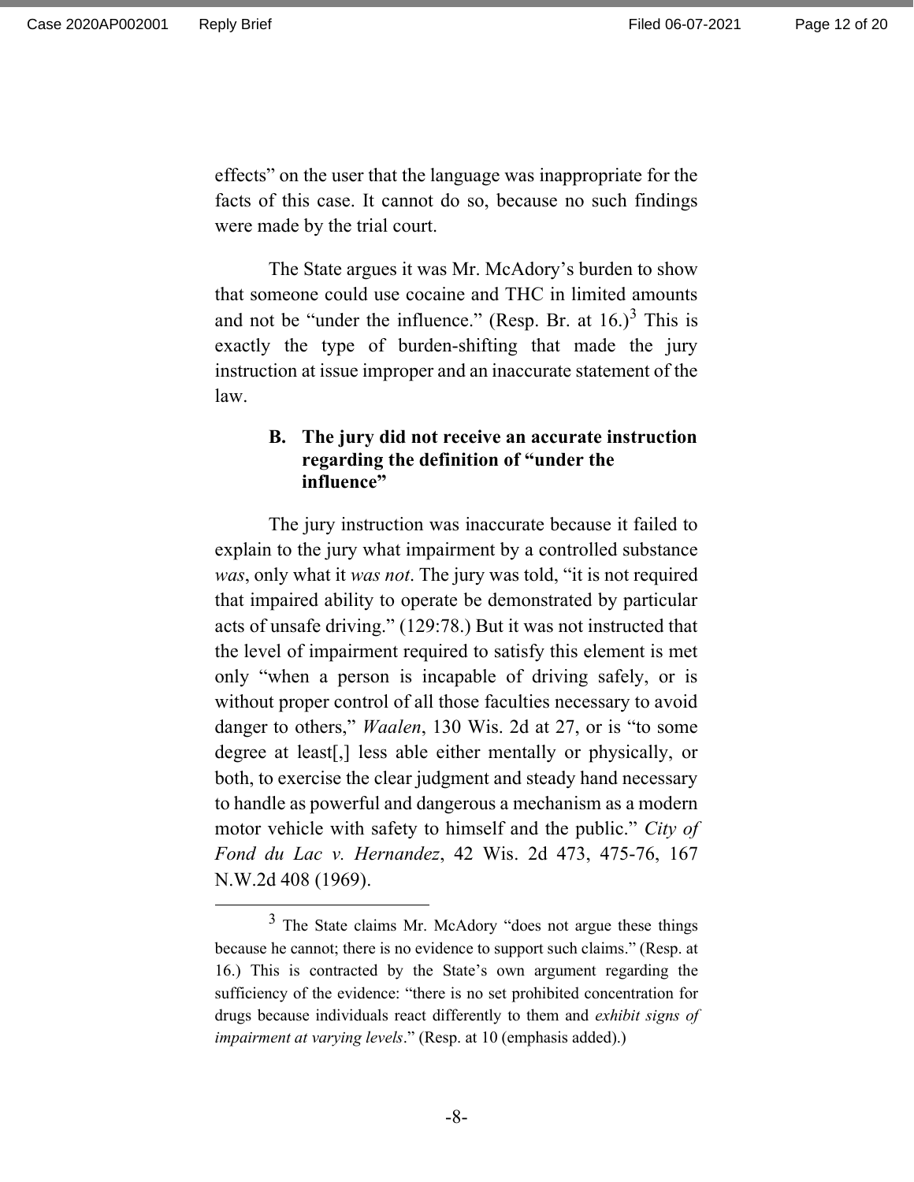effects" on the user that the language was inappropriate for the facts of this case. It cannot do so, because no such findings were made by the trial court.

The State argues it was Mr. McAdory's burden to show that someone could use cocaine and THC in limited amounts and not be "under the influence." (Resp. Br. at 16.)[3] This is exactly the type of burden-shifting that made the jury instruction at issue improper and an inaccurate statement of the law.

### B. The jury did not receive an accurate instruction regarding the definition of "under the influence"

The jury instruction was inaccurate because it failed to explain to the jury what impairment by a controlled substance *was*, only what it *was not*. The jury was told, "it is not required that impaired ability to operate be demonstrated by particular acts of unsafe driving." (129:78.) But it was not instructed that the level of impairment required to satisfy this element is met only "when a person is incapable of driving safely, or is without proper control of all those faculties necessary to avoid danger to others," *Waalen*, 130 Wis. 2d at 27, or is "to some degree at least[,] less able either mentally or physically, or both, to exercise the clear judgment and steady hand necessary to handle as powerful and dangerous a mechanism as a modern motor vehicle with safety to himself and the public." *City of Fond du Lac v. Hernandez*, 42 Wis. 2d 473, 475-76, 167 N.W.2d 408 (1969).

---

[3] The State claims Mr. McAdory "does not argue these things because he cannot; there is no evidence to support such claims." (Resp. at 16.) This is contracted by the State's own argument regarding the sufficiency of the evidence: "there is no set prohibited concentration for drugs because individuals react differently to them and *exhibit signs of impairment at varying levels*." (Resp. at 10 (emphasis added).)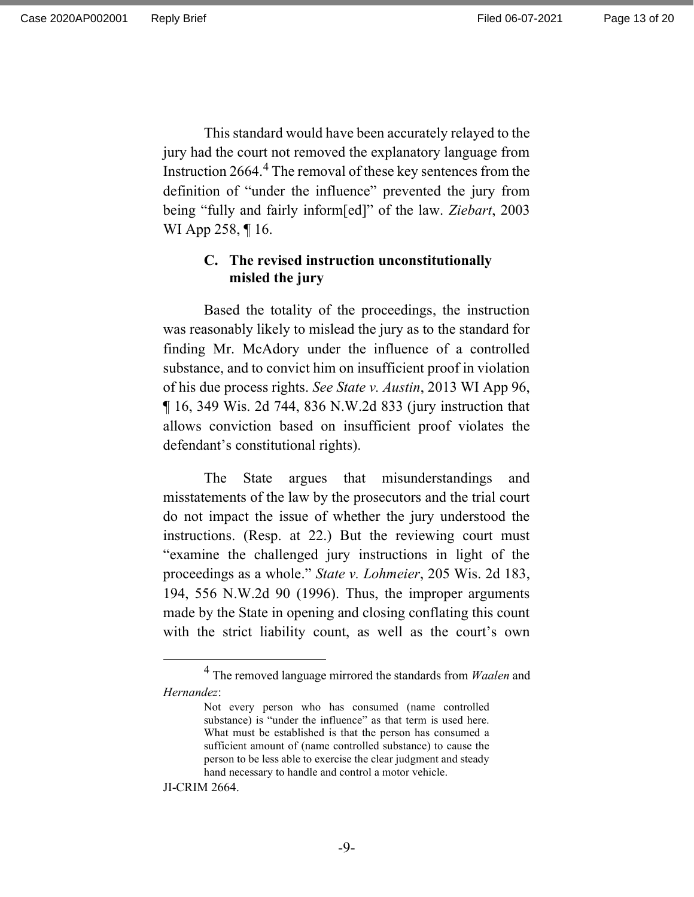This standard would have been accurately relayed to the jury had the court not removed the explanatory language from Instruction 2664.[4] The removal of these key sentences from the definition of "under the influence" prevented the jury from being "fully and fairly inform[ed]" of the law. *Ziebart*, 2003 WI App 258, ¶ 16.

### C. The revised instruction unconstitutionally misled the jury

Based the totality of the proceedings, the instruction was reasonably likely to mislead the jury as to the standard for finding Mr. McAdory under the influence of a controlled substance, and to convict him on insufficient proof in violation of his due process rights. *See State v. Austin*, 2013 WI App 96, ¶ 16, 349 Wis. 2d 744, 836 N.W.2d 833 (jury instruction that allows conviction based on insufficient proof violates the defendant's constitutional rights).

The State argues that misunderstandings and misstatements of the law by the prosecutors and the trial court do not impact the issue of whether the jury understood the instructions. (Resp. at 22.) But the reviewing court must "examine the challenged jury instructions in light of the proceedings as a whole." *State v. Lohmeier*, 205 Wis. 2d 183, 194, 556 N.W.2d 90 (1996). Thus, the improper arguments made by the State in opening and closing conflating this count with the strict liability count, as well as the court's own

---

[4] The removed language mirrored the standards from *Waalen* and *Hernandez*:

> Not every person who has consumed (name controlled substance) is "under the influence" as that term is used here. What must be established is that the person has consumed a sufficient amount of (name controlled substance) to cause the person to be less able to exercise the clear judgment and steady hand necessary to handle and control a motor vehicle.

JI-CRIM 2664.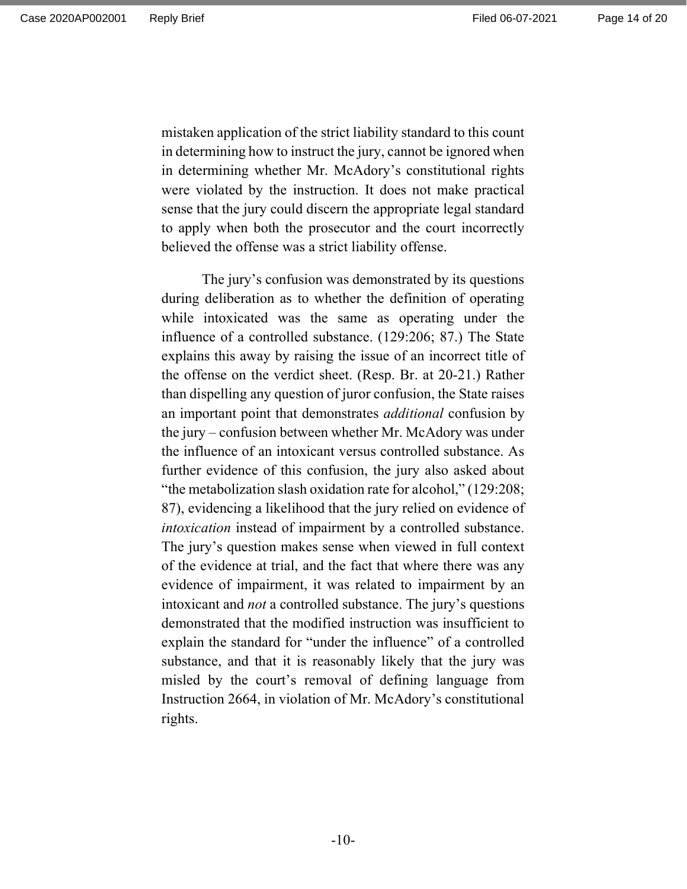mistaken application of the strict liability standard to this count in determining how to instruct the jury, cannot be ignored when in determining whether Mr. McAdory's constitutional rights were violated by the instruction. It does not make practical sense that the jury could discern the appropriate legal standard to apply when both the prosecutor and the court incorrectly believed the offense was a strict liability offense.

The jury's confusion was demonstrated by its questions during deliberation as to whether the definition of operating while intoxicated was the same as operating under the influence of a controlled substance. (129:206; 87.) The State explains this away by raising the issue of an incorrect title of the offense on the verdict sheet. (Resp. Br. at 20-21.) Rather than dispelling any question of juror confusion, the State raises an important point that demonstrates *additional* confusion by the jury – confusion between whether Mr. McAdory was under the influence of an intoxicant versus controlled substance. As further evidence of this confusion, the jury also asked about "the metabolization slash oxidation rate for alcohol," (129:208; 87), evidencing a likelihood that the jury relied on evidence of *intoxication* instead of impairment by a controlled substance. The jury's question makes sense when viewed in full context of the evidence at trial, and the fact that where there was any evidence of impairment, it was related to impairment by an intoxicant and *not* a controlled substance. The jury's questions demonstrated that the modified instruction was insufficient to explain the standard for "under the influence" of a controlled substance, and that it is reasonably likely that the jury was misled by the court's removal of defining language from Instruction 2664, in violation of Mr. McAdory's constitutional rights.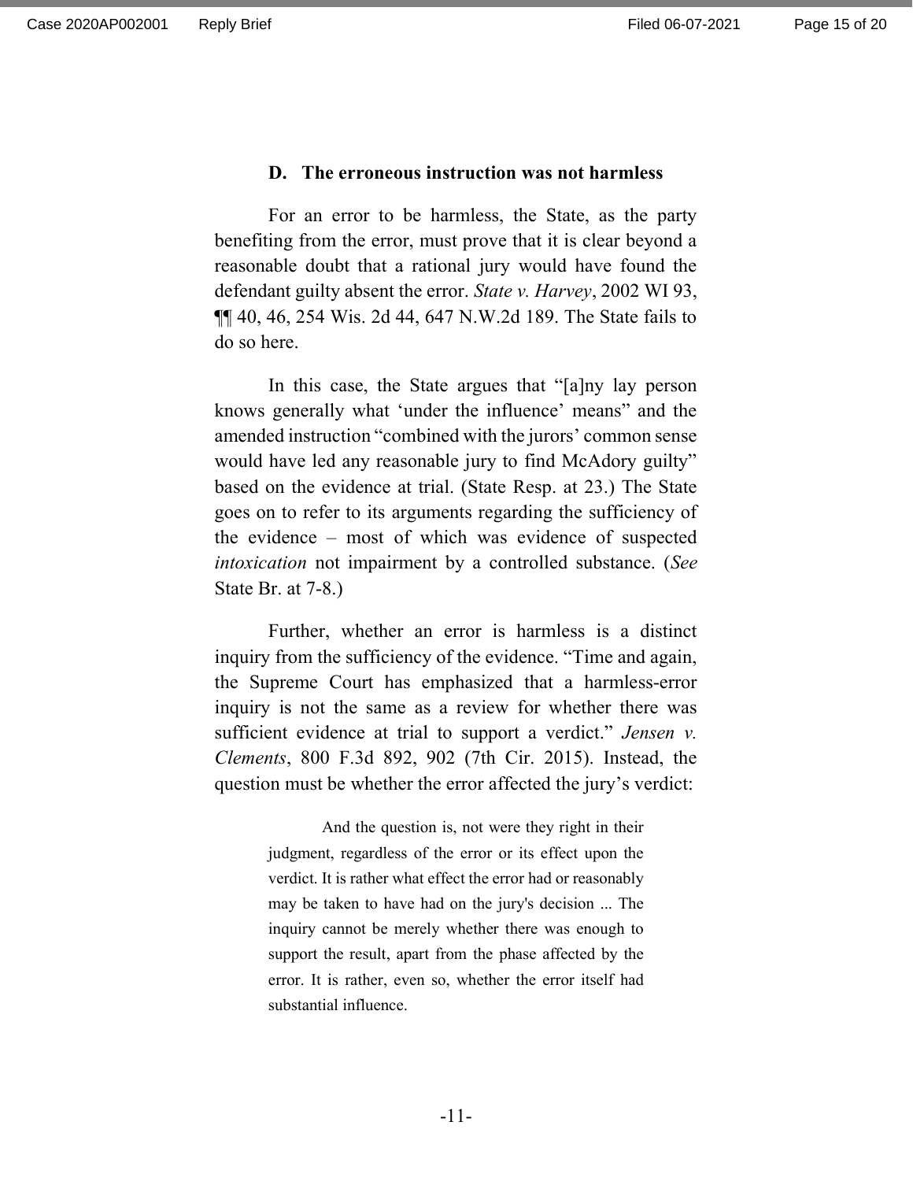### D. The erroneous instruction was not harmless

For an error to be harmless, the State, as the party benefiting from the error, must prove that it is clear beyond a reasonable doubt that a rational jury would have found the defendant guilty absent the error. *State v. Harvey*, 2002 WI 93, ¶¶ 40, 46, 254 Wis. 2d 44, 647 N.W.2d 189. The State fails to do so here.

In this case, the State argues that "[a]ny lay person knows generally what 'under the influence' means" and the amended instruction "combined with the jurors' common sense would have led any reasonable jury to find McAdory guilty" based on the evidence at trial. (State Resp. at 23.) The State goes on to refer to its arguments regarding the sufficiency of the evidence – most of which was evidence of suspected *intoxication* not impairment by a controlled substance. (*See* State Br. at 7-8.)

Further, whether an error is harmless is a distinct inquiry from the sufficiency of the evidence. "Time and again, the Supreme Court has emphasized that a harmless-error inquiry is not the same as a review for whether there was sufficient evidence at trial to support a verdict." *Jensen v. Clements*, 800 F.3d 892, 902 (7th Cir. 2015). Instead, the question must be whether the error affected the jury's verdict:

> And the question is, not were they right in their judgment, regardless of the error or its effect upon the verdict. It is rather what effect the error had or reasonably may be taken to have had on the jury's decision ... The inquiry cannot be merely whether there was enough to support the result, apart from the phase affected by the error. It is rather, even so, whether the error itself had substantial influence.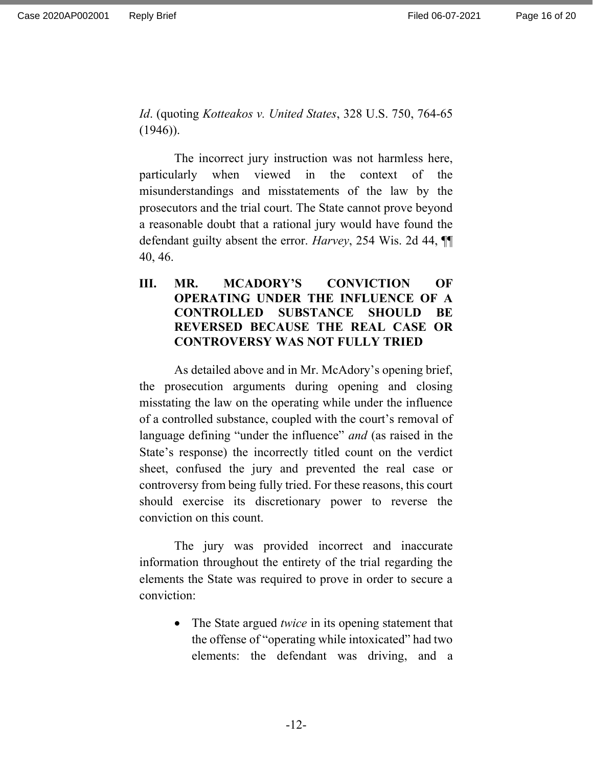*Id*. (quoting *Kotteakos v. United States*, 328 U.S. 750, 764-65 (1946)).

The incorrect jury instruction was not harmless here, particularly when viewed in the context of the misunderstandings and misstatements of the law by the prosecutors and the trial court. The State cannot prove beyond a reasonable doubt that a rational jury would have found the defendant guilty absent the error. *Harvey*, 254 Wis. 2d 44, ¶¶ 40, 46.

## III. MR. MCADORY'S CONVICTION OF OPERATING UNDER THE INFLUENCE OF A CONTROLLED SUBSTANCE SHOULD BE REVERSED BECAUSE THE REAL CASE OR CONTROVERSY WAS NOT FULLY TRIED

As detailed above and in Mr. McAdory's opening brief, the prosecution arguments during opening and closing misstating the law on the operating while under the influence of a controlled substance, coupled with the court's removal of language defining "under the influence" *and* (as raised in the State's response) the incorrectly titled count on the verdict sheet, confused the jury and prevented the real case or controversy from being fully tried. For these reasons, this court should exercise its discretionary power to reverse the conviction on this count.

The jury was provided incorrect and inaccurate information throughout the entirety of the trial regarding the elements the State was required to prove in order to secure a conviction:

- The State argued *twice* in its opening statement that the offense of "operating while intoxicated" had two elements: the defendant was driving, and a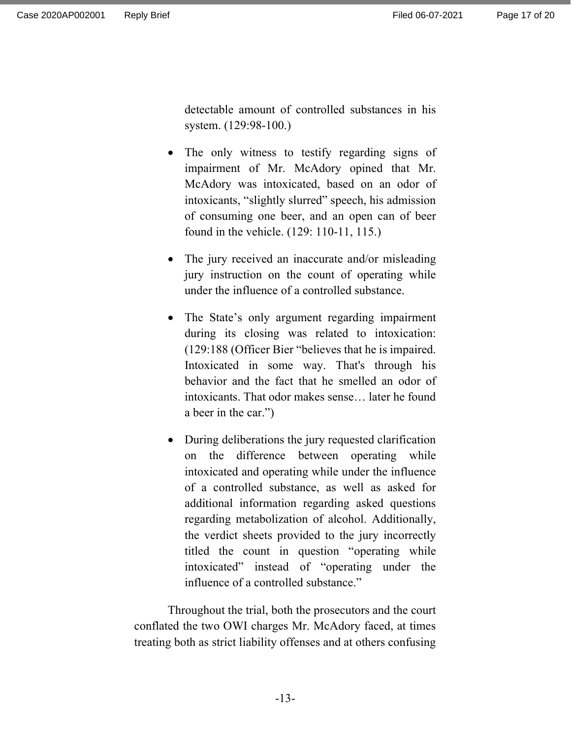detectable amount of controlled substances in his system. (129:98-100.)

- The only witness to testify regarding signs of impairment of Mr. McAdory opined that Mr. McAdory was intoxicated, based on an odor of intoxicants, "slightly slurred" speech, his admission of consuming one beer, and an open can of beer found in the vehicle. (129: 110-11, 115.)

- The jury received an inaccurate and/or misleading jury instruction on the count of operating while under the influence of a controlled substance.

- The State's only argument regarding impairment during its closing was related to intoxication: (129:188 (Officer Bier "believes that he is impaired. Intoxicated in some way. That's through his behavior and the fact that he smelled an odor of intoxicants. That odor makes sense… later he found a beer in the car.")

- During deliberations the jury requested clarification on the difference between operating while intoxicated and operating while under the influence of a controlled substance, as well as asked for additional information regarding asked questions regarding metabolization of alcohol. Additionally, the verdict sheets provided to the jury incorrectly titled the count in question "operating while intoxicated" instead of "operating under the influence of a controlled substance."

Throughout the trial, both the prosecutors and the court conflated the two OWI charges Mr. McAdory faced, at times treating both as strict liability offenses and at others confusing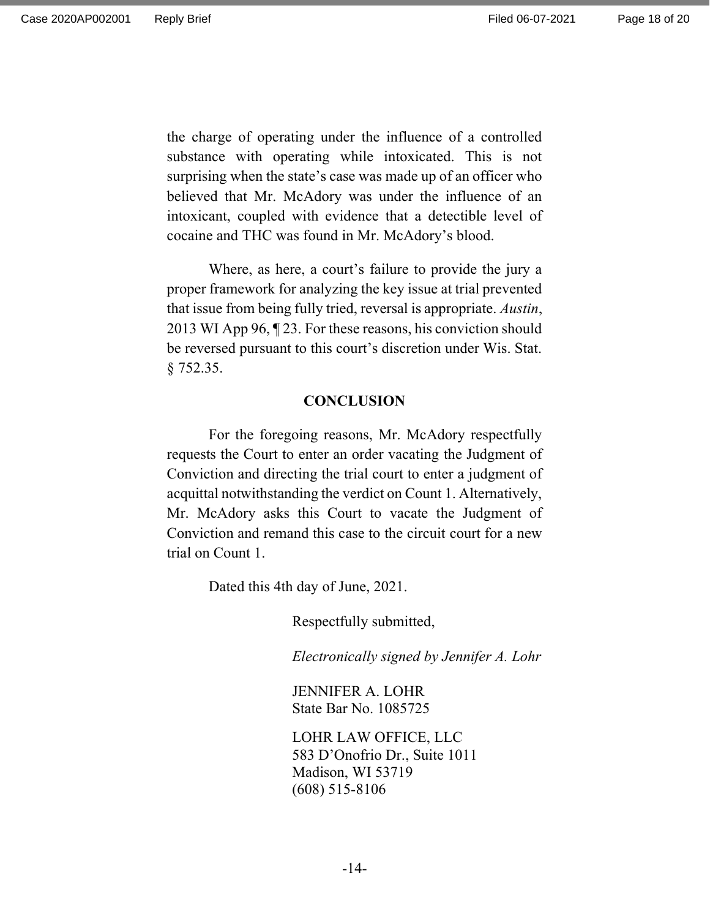the charge of operating under the influence of a controlled substance with operating while intoxicated. This is not surprising when the state's case was made up of an officer who believed that Mr. McAdory was under the influence of an intoxicant, coupled with evidence that a detectible level of cocaine and THC was found in Mr. McAdory's blood.

Where, as here, a court's failure to provide the jury a proper framework for analyzing the key issue at trial prevented that issue from being fully tried, reversal is appropriate. *Austin*, 2013 WI App 96, ¶ 23. For these reasons, his conviction should be reversed pursuant to this court's discretion under Wis. Stat. § 752.35.

## CONCLUSION

For the foregoing reasons, Mr. McAdory respectfully requests the Court to enter an order vacating the Judgment of Conviction and directing the trial court to enter a judgment of acquittal notwithstanding the verdict on Count 1. Alternatively, Mr. McAdory asks this Court to vacate the Judgment of Conviction and remand this case to the circuit court for a new trial on Count 1.

Dated this 4th day of June, 2021.

Respectfully submitted,

*Electronically signed by Jennifer A. Lohr*

JENNIFER A. LOHR
State Bar No. 1085725

LOHR LAW OFFICE, LLC
583 D'Onofrio Dr., Suite 1011
Madison, WI 53719
(608) 515-8106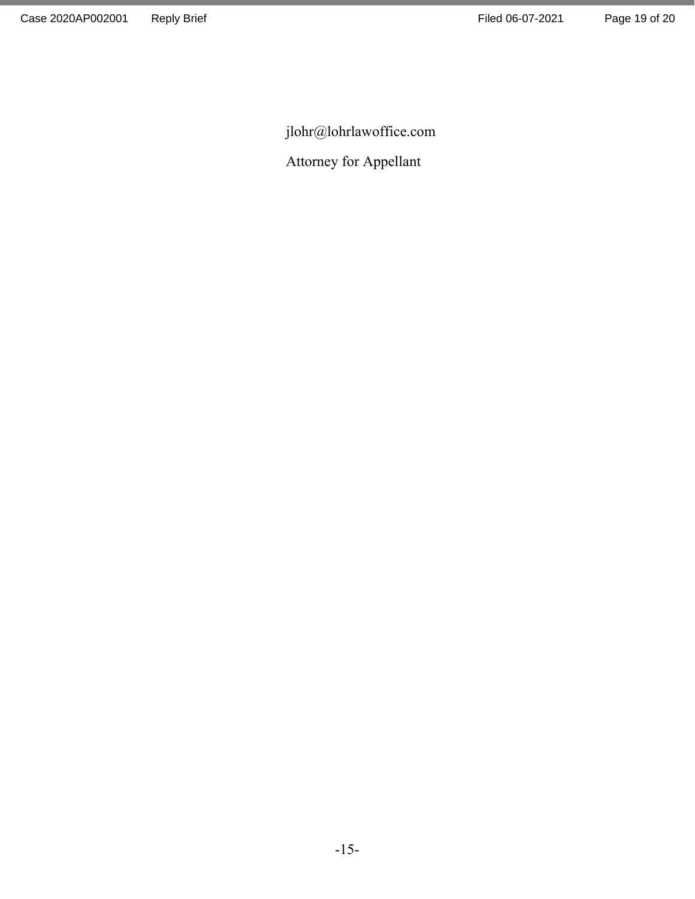jlohr@lohrlawoffice.com

Attorney for Appellant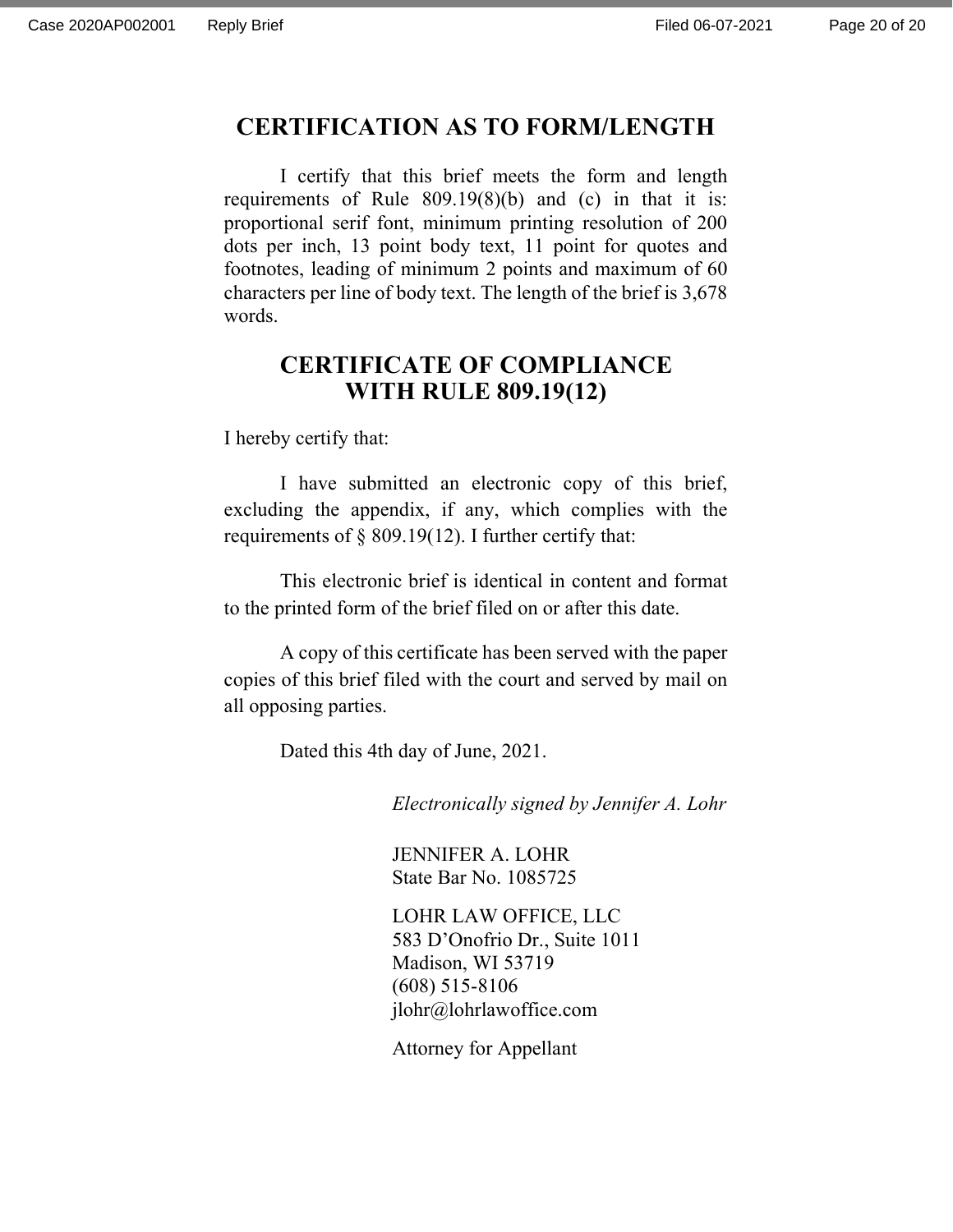## CERTIFICATION AS TO FORM/LENGTH

I certify that this brief meets the form and length requirements of Rule 809.19(8)(b) and (c) in that it is: proportional serif font, minimum printing resolution of 200 dots per inch, 13 point body text, 11 point for quotes and footnotes, leading of minimum 2 points and maximum of 60 characters per line of body text. The length of the brief is 3,678 words.

## CERTIFICATE OF COMPLIANCE WITH RULE 809.19(12)

I hereby certify that:

I have submitted an electronic copy of this brief, excluding the appendix, if any, which complies with the requirements of § 809.19(12). I further certify that:

This electronic brief is identical in content and format to the printed form of the brief filed on or after this date.

A copy of this certificate has been served with the paper copies of this brief filed with the court and served by mail on all opposing parties.

Dated this 4th day of June, 2021.

*Electronically signed by Jennifer A. Lohr*

JENNIFER A. LOHR
State Bar No. 1085725

LOHR LAW OFFICE, LLC
583 D'Onofrio Dr., Suite 1011
Madison, WI 53719
(608) 515-8106
jlohr@lohrlawoffice.com

Attorney for Appellant